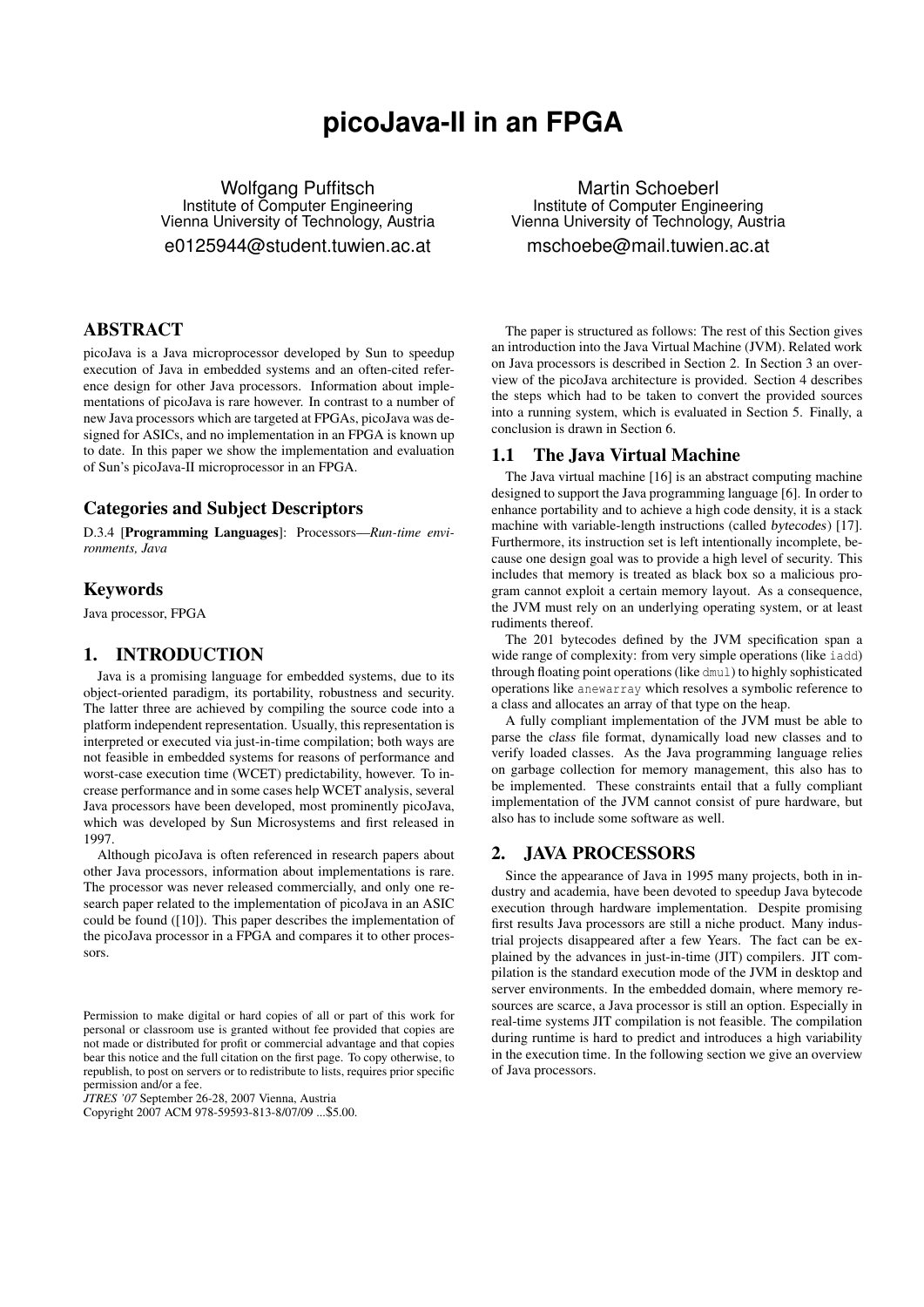# picoJava-II in an FPGA

Wolfgang Puffitsch
Institute of Computer Engineering
Vienna University of Technology, Austria
e0125944@student.tuwien.ac.at

Martin Schoeberl
Institute of Computer Engineering
Vienna University of Technology, Austria
mschoebe@mail.tuwien.ac.at

## ABSTRACT

picoJava is a Java microprocessor developed by Sun to speedup execution of Java in embedded systems and an often-cited reference design for other Java processors. Information about implementations of picoJava is rare however. In contrast to a number of new Java processors which are targeted at FPGAs, picoJava was designed for ASICs, and no implementation in an FPGA is known up to date. In this paper we show the implementation and evaluation of Sun's picoJava-II microprocessor in an FPGA.

### Categories and Subject Descriptors

D.3.4 [**Programming Languages**]: Processors—*Run-time environments, Java*

### Keywords

Java processor, FPGA

## 1. INTRODUCTION

Java is a promising language for embedded systems, due to its object-oriented paradigm, its portability, robustness and security. The latter three are achieved by compiling the source code into a platform independent representation. Usually, this representation is interpreted or executed via just-in-time compilation; both ways are not feasible in embedded systems for reasons of performance and worst-case execution time (WCET) predictability, however. To increase performance and in some cases help WCET analysis, several Java processors have been developed, most prominently picoJava, which was developed by Sun Microsystems and first released in 1997.

Although picoJava is often referenced in research papers about other Java processors, information about implementations is rare. The processor was never released commercially, and only one research paper related to the implementation of picoJava in an ASIC could be found ([10]). This paper describes the implementation of the picoJava processor in a FPGA and compares it to other processors.

Permission to make digital or hard copies of all or part of this work for personal or classroom use is granted without fee provided that copies are not made or distributed for profit or commercial advantage and that copies bear this notice and the full citation on the first page. To copy otherwise, to republish, to post on servers or to redistribute to lists, requires prior specific permission and/or a fee.
*JTRES '07* September 26-28, 2007 Vienna, Austria
Copyright 2007 ACM 978-59593-813-8/07/09 ...$5.00.

The paper is structured as follows: The rest of this Section gives an introduction into the Java Virtual Machine (JVM). Related work on Java processors is described in Section 2. In Section 3 an overview of the picoJava architecture is provided. Section 4 describes the steps which had to be taken to convert the provided sources into a running system, which is evaluated in Section 5. Finally, a conclusion is drawn in Section 6.

### 1.1 The Java Virtual Machine

The Java virtual machine [16] is an abstract computing machine designed to support the Java programming language [6]. In order to enhance portability and to achieve a high code density, it is a stack machine with variable-length instructions (called *bytecodes*) [17]. Furthermore, its instruction set is left intentionally incomplete, because one design goal was to provide a high level of security. This includes that memory is treated as black box so a malicious program cannot exploit a certain memory layout. As a consequence, the JVM must rely on an underlying operating system, or at least rudiments thereof.

The 201 bytecodes defined by the JVM specification span a wide range of complexity: from very simple operations (like `iadd`) through floating point operations (like `dmul`) to highly sophisticated operations like `anewarray` which resolves a symbolic reference to a class and allocates an array of that type on the heap.

A fully compliant implementation of the JVM must be able to parse the *class* file format, dynamically load new classes and to verify loaded classes. As the Java programming language relies on garbage collection for memory management, this also has to be implemented. These constraints entail that a fully compliant implementation of the JVM cannot consist of pure hardware, but also has to include some software as well.

## 2. JAVA PROCESSORS

Since the appearance of Java in 1995 many projects, both in industry and academia, have been devoted to speedup Java bytecode execution through hardware implementation. Despite promising first results Java processors are still a niche product. Many industrial projects disappeared after a few Years. The fact can be explained by the advances in just-in-time (JIT) compilers. JIT compilation is the standard execution mode of the JVM in desktop and server environments. In the embedded domain, where memory resources are scarce, a Java processor is still an option. Especially in real-time systems JIT compilation is not feasible. The compilation during runtime is hard to predict and introduces a high variability in the execution time. In the following section we give an overview of Java processors.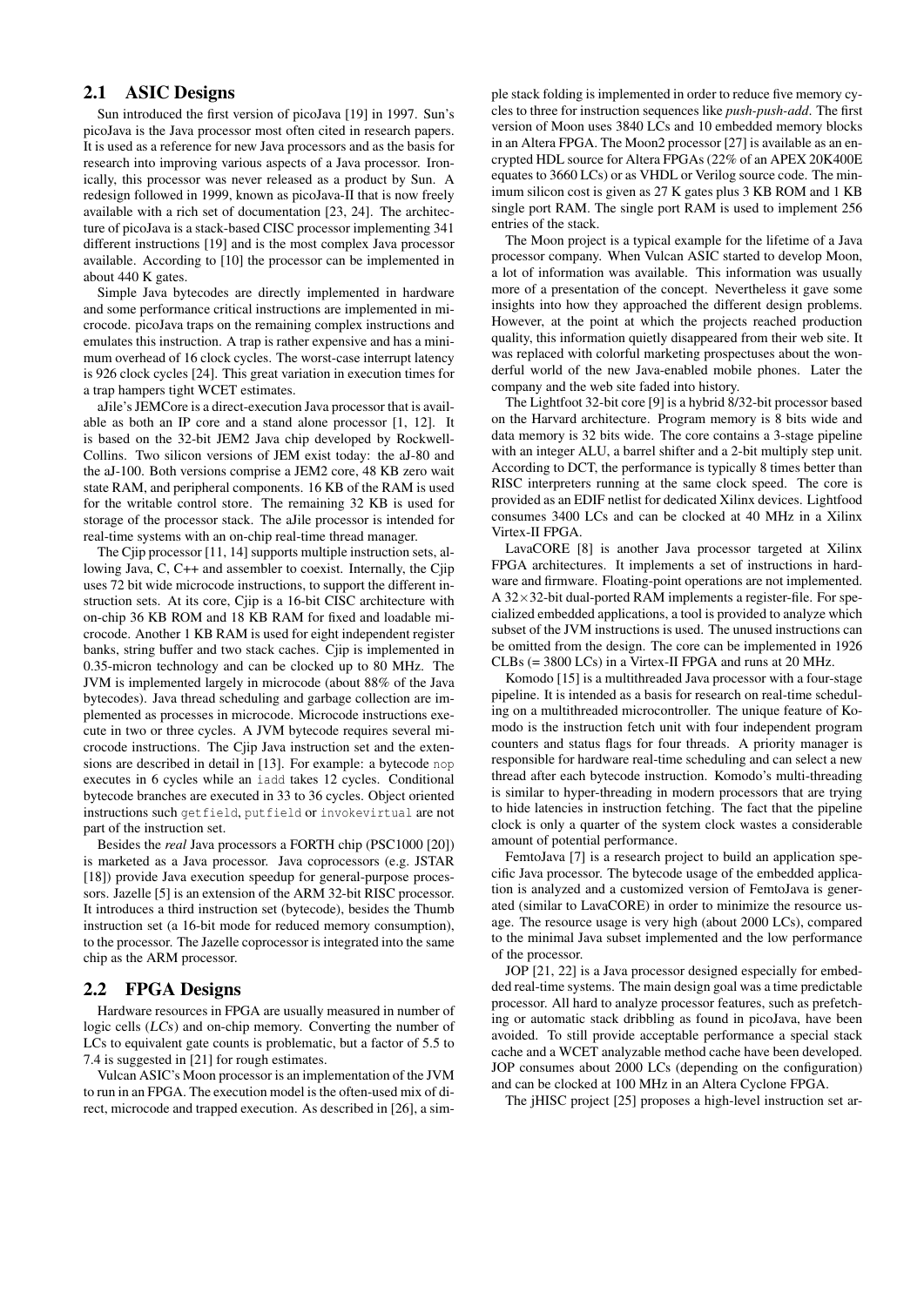## 2.1 ASIC Designs

Sun introduced the first version of picoJava [19] in 1997. Sun's picoJava is the Java processor most often cited in research papers. It is used as a reference for new Java processors and as the basis for research into improving various aspects of a Java processor. Ironically, this processor was never released as a product by Sun. A redesign followed in 1999, known as picoJava-II that is now freely available with a rich set of documentation [23, 24]. The architecture of picoJava is a stack-based CISC processor implementing 341 different instructions [19] and is the most complex Java processor available. According to [10] the processor can be implemented in about 440 K gates.

Simple Java bytecodes are directly implemented in hardware and some performance critical instructions are implemented in microcode. picoJava traps on the remaining complex instructions and emulates this instruction. A trap is rather expensive and has a minimum overhead of 16 clock cycles. The worst-case interrupt latency is 926 clock cycles [24]. This great variation in execution times for a trap hampers tight WCET estimates.

aJile's JEMCore is a direct-execution Java processor that is available as both an IP core and a stand alone processor [1, 12]. It is based on the 32-bit JEM2 Java chip developed by Rockwell-Collins. Two silicon versions of JEM exist today: the aJ-80 and the aJ-100. Both versions comprise a JEM2 core, 48 KB zero wait state RAM, and peripheral components. 16 KB of the RAM is used for the writable control store. The remaining 32 KB is used for storage of the processor stack. The aJile processor is intended for real-time systems with an on-chip real-time thread manager.

The Cjip processor [11, 14] supports multiple instruction sets, allowing Java, C, C++ and assembler to coexist. Internally, the Cjip uses 72 bit wide microcode instructions, to support the different instruction sets. At its core, Cjip is a 16-bit CISC architecture with on-chip 36 KB ROM and 18 KB RAM for fixed and loadable microcode. Another 1 KB RAM is used for eight independent register banks, string buffer and two stack caches. Cjip is implemented in 0.35-micron technology and can be clocked up to 80 MHz. The JVM is implemented largely in microcode (about 88% of the Java bytecodes). Java thread scheduling and garbage collection are implemented as processes in microcode. Microcode instructions execute in two or three cycles. A JVM bytecode requires several microcode instructions. The Cjip Java instruction set and the extensions are described in detail in [13]. For example: a bytecode `nop` executes in 6 cycles while an `iadd` takes 12 cycles. Conditional bytecode branches are executed in 33 to 36 cycles. Object oriented instructions such `getfield`, `putfield` or `invokevirtual` are not part of the instruction set.

Besides the *real* Java processors a FORTH chip (PSC1000 [20]) is marketed as a Java processor. Java coprocessors (e.g. JSTAR [18]) provide Java execution speedup for general-purpose processors. Jazelle [5] is an extension of the ARM 32-bit RISC processor. It introduces a third instruction set (bytecode), besides the Thumb instruction set (a 16-bit mode for reduced memory consumption), to the processor. The Jazelle coprocessor is integrated into the same chip as the ARM processor.

## 2.2 FPGA Designs

Hardware resources in FPGA are usually measured in number of logic cells (*LCs*) and on-chip memory. Converting the number of LCs to equivalent gate counts is problematic, but a factor of 5.5 to 7.4 is suggested in [21] for rough estimates.

Vulcan ASIC's Moon processor is an implementation of the JVM to run in an FPGA. The execution model is the often-used mix of direct, microcode and trapped execution. As described in [26], a simple stack folding is implemented in order to reduce five memory cycles to three for instruction sequences like *push-push-add*. The first version of Moon uses 3840 LCs and 10 embedded memory blocks in an Altera FPGA. The Moon2 processor [27] is available as an encrypted HDL source for Altera FPGAs (22% of an APEX 20K400E equates to 3660 LCs) or as VHDL or Verilog source code. The minimum silicon cost is given as 27 K gates plus 3 KB ROM and 1 KB single port RAM. The single port RAM is used to implement 256 entries of the stack.

The Moon project is a typical example for the lifetime of a Java processor company. When Vulcan ASIC started to develop Moon, a lot of information was available. This information was usually more of a presentation of the concept. Nevertheless it gave some insights into how they approached the different design problems. However, at the point at which the projects reached production quality, this information quietly disappeared from their web site. It was replaced with colorful marketing prospectuses about the wonderful world of the new Java-enabled mobile phones. Later the company and the web site faded into history.

The Lightfoot 32-bit core [9] is a hybrid 8/32-bit processor based on the Harvard architecture. Program memory is 8 bits wide and data memory is 32 bits wide. The core contains a 3-stage pipeline with an integer ALU, a barrel shifter and a 2-bit multiply step unit. According to DCT, the performance is typically 8 times better than RISC interpreters running at the same clock speed. The core is provided as an EDIF netlist for dedicated Xilinx devices. Lightfood consumes 3400 LCs and can be clocked at 40 MHz in a Xilinx Virtex-II FPGA.

LavaCORE [8] is another Java processor targeted at Xilinx FPGA architectures. It implements a set of instructions in hardware and firmware. Floating-point operations are not implemented. A $32 \times 32$-bit dual-ported RAM implements a register-file. For specialized embedded applications, a tool is provided to analyze which subset of the JVM instructions is used. The unused instructions can be omitted from the design. The core can be implemented in 1926 CLBs (= 3800 LCs) in a Virtex-II FPGA and runs at 20 MHz.

Komodo [15] is a multithreaded Java processor with a four-stage pipeline. It is intended as a basis for research on real-time scheduling on a multithreaded microcontroller. The unique feature of Komodo is the instruction fetch unit with four independent program counters and status flags for four threads. A priority manager is responsible for hardware real-time scheduling and can select a new thread after each bytecode instruction. Komodo's multi-threading is similar to hyper-threading in modern processors that are trying to hide latencies in instruction fetching. The fact that the pipeline clock is only a quarter of the system clock wastes a considerable amount of potential performance.

FemtoJava [7] is a research project to build an application specific Java processor. The bytecode usage of the embedded application is analyzed and a customized version of FemtoJava is generated (similar to LavaCORE) in order to minimize the resource usage. The resource usage is very high (about 2000 LCs), compared to the minimal Java subset implemented and the low performance of the processor.

JOP [21, 22] is a Java processor designed especially for embedded real-time systems. The main design goal was a time predictable processor. All hard to analyze processor features, such as prefetching or automatic stack dribbling as found in picoJava, have been avoided. To still provide acceptable performance a special stack cache and a WCET analyzable method cache have been developed. JOP consumes about 2000 LCs (depending on the configuration) and can be clocked at 100 MHz in an Altera Cyclone FPGA.

The jHISC project [25] proposes a high-level instruction set ar-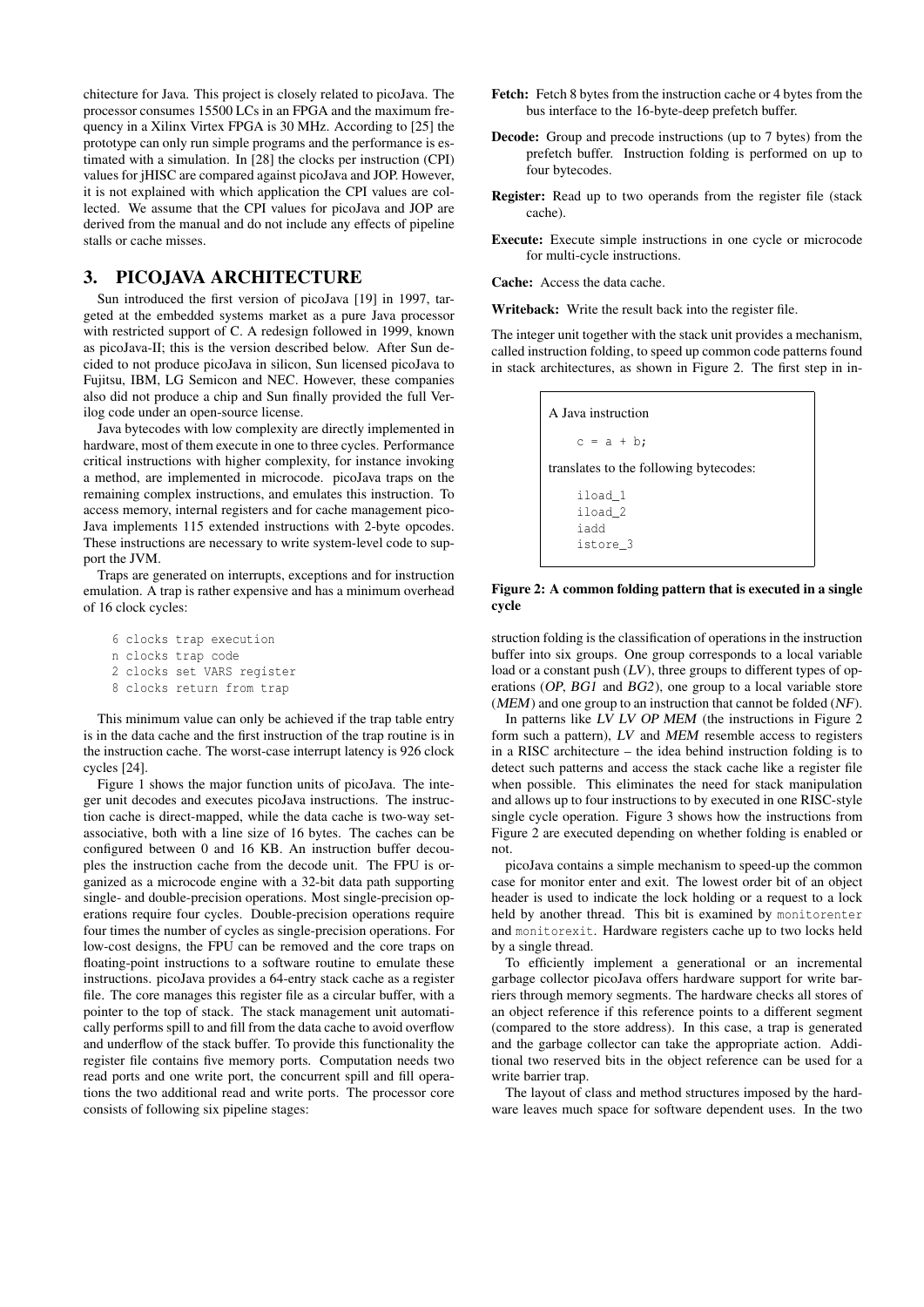chitecture for Java. This project is closely related to picoJava. The processor consumes 15500 LCs in an FPGA and the maximum frequency in a Xilinx Virtex FPGA is 30 MHz. According to [25] the prototype can only run simple programs and the performance is estimated with a simulation. In [28] the clocks per instruction (CPI) values for jHISC are compared against picoJava and JOP. However, it is not explained with which application the CPI values are collected. We assume that the CPI values for picoJava and JOP are derived from the manual and do not include any effects of pipeline stalls or cache misses.

## 3. PICOJAVA ARCHITECTURE

Sun introduced the first version of picoJava [19] in 1997, targeted at the embedded systems market as a pure Java processor with restricted support of C. A redesign followed in 1999, known as picoJava-II; this is the version described below. After Sun decided to not produce picoJava in silicon, Sun licensed picoJava to Fujitsu, IBM, LG Semicon and NEC. However, these companies also did not produce a chip and Sun finally provided the full Verilog code under an open-source license.

Java bytecodes with low complexity are directly implemented in hardware, most of them execute in one to three cycles. Performance critical instructions with higher complexity, for instance invoking a method, are implemented in microcode. picoJava traps on the remaining complex instructions, and emulates this instruction. To access memory, internal registers and for cache management picoJava implements 115 extended instructions with 2-byte opcodes. These instructions are necessary to write system-level code to support the JVM.

Traps are generated on interrupts, exceptions and for instruction emulation. A trap is rather expensive and has a minimum overhead of 16 clock cycles:

```
6 clocks trap execution
n clocks trap code
2 clocks set VARS register
8 clocks return from trap
```

This minimum value can only be achieved if the trap table entry is in the data cache and the first instruction of the trap routine is in the instruction cache. The worst-case interrupt latency is 926 clock cycles [24].

Figure 1 shows the major function units of picoJava. The integer unit decodes and executes picoJava instructions. The instruction cache is direct-mapped, while the data cache is two-way set-associative, both with a line size of 16 bytes. The caches can be configured between 0 and 16 KB. An instruction buffer decouples the instruction cache from the decode unit. The FPU is organized as a microcode engine with a 32-bit data path supporting single- and double-precision operations. Most single-precision operations require four cycles. Double-precision operations require four times the number of cycles as single-precision operations. For low-cost designs, the FPU can be removed and the core traps on floating-point instructions to a software routine to emulate these instructions. picoJava provides a 64-entry stack cache as a register file. The core manages this register file as a circular buffer, with a pointer to the top of stack. The stack management unit automatically performs spill to and fill from the data cache to avoid overflow and underflow of the stack buffer. To provide this functionality the register file contains five memory ports. Computation needs two read ports and one write port, the concurrent spill and fill operations the two additional read and write ports. The processor core consists of following six pipeline stages:

**Fetch:** Fetch 8 bytes from the instruction cache or 4 bytes from the bus interface to the 16-byte-deep prefetch buffer.

**Decode:** Group and precode instructions (up to 7 bytes) from the prefetch buffer. Instruction folding is performed on up to four bytecodes.

**Register:** Read up to two operands from the register file (stack cache).

**Execute:** Execute simple instructions in one cycle or microcode for multi-cycle instructions.

**Cache:** Access the data cache.

**Writeback:** Write the result back into the register file.

The integer unit together with the stack unit provides a mechanism, called instruction folding, to speed up common code patterns found in stack architectures, as shown in Figure 2. The first step in instruction folding is the classification of operations in the instruction buffer into six groups. One group corresponds to a local variable load or a constant push (*LV*), three groups to different types of operations (*OP*, *BG1* and *BG2*), one group to a local variable store (*MEM*) and one group to an instruction that cannot be folded (*NF*).

A Java instruction

```
c = a + b;
```

translates to the following bytecodes:

```
iload_1
iload_2
iadd
istore_3
```

**Figure 2: A common folding pattern that is executed in a single cycle**

In patterns like *LV LV OP MEM* (the instructions in Figure 2 form such a pattern), *LV* and *MEM* resemble access to registers in a RISC architecture – the idea behind instruction folding is to detect such patterns and access the stack cache like a register file when possible. This eliminates the need for stack manipulation and allows up to four instructions to by executed in one RISC-style single cycle operation. Figure 3 shows how the instructions from Figure 2 are executed depending on whether folding is enabled or not.

picoJava contains a simple mechanism to speed-up the common case for monitor enter and exit. The lowest order bit of an object header is used to indicate the lock holding or a request to a lock held by another thread. This bit is examined by `monitorenter` and `monitorexit`. Hardware registers cache up to two locks held by a single thread.

To efficiently implement a generational or an incremental garbage collector picoJava offers hardware support for write barriers through memory segments. The hardware checks all stores of an object reference if this reference points to a different segment (compared to the store address). In this case, a trap is generated and the garbage collector can take the appropriate action. Additional two reserved bits in the object reference can be used for a write barrier trap.

The layout of class and method structures imposed by the hardware leaves much space for software dependent uses. In the two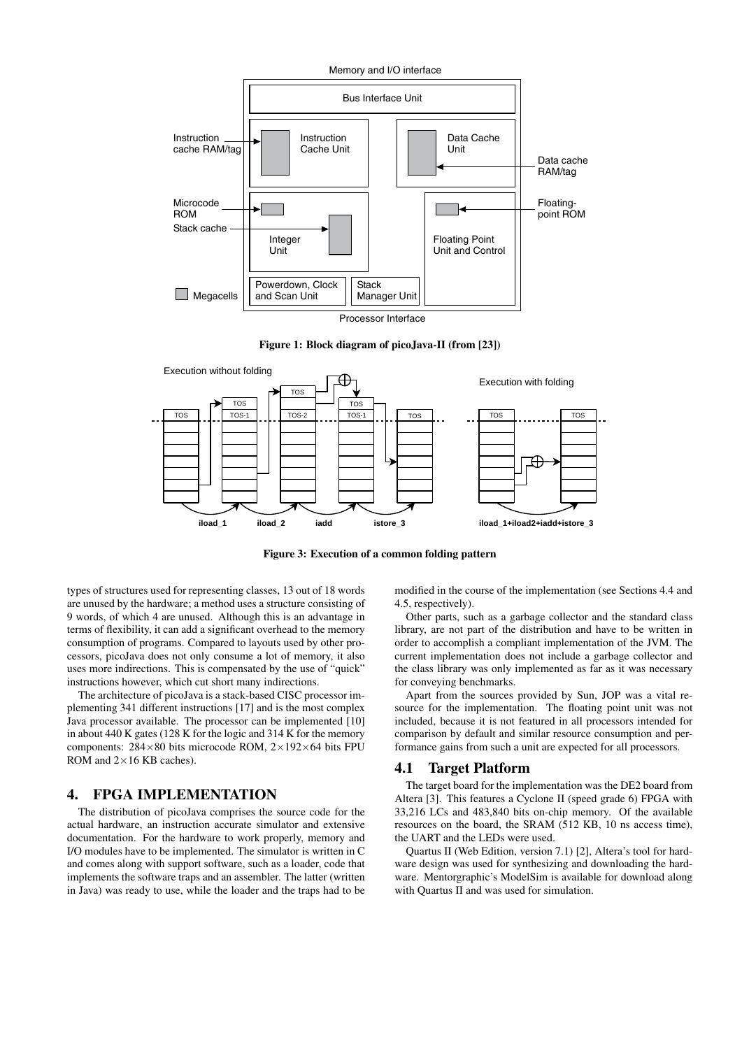Figure 1: Block diagram of picoJava-II (from [23])

Figure 3: Execution of a common folding pattern

types of structures used for representing classes, 13 out of 18 words are unused by the hardware; a method uses a structure consisting of 9 words, of which 4 are unused. Although this is an advantage in terms of flexibility, it can add a significant overhead to the memory consumption of programs. Compared to layouts used by other processors, picoJava does not only consume a lot of memory, it also uses more indirections. This is compensated by the use of "quick" instructions however, which cut short many indirections.

The architecture of picoJava is a stack-based CISC processor implementing 341 different instructions [17] and is the most complex Java processor available. The processor can be implemented [10] in about 440 K gates (128 K for the logic and 314 K for the memory components: $284\times80$ bits microcode ROM, $2\times192\times64$ bits FPU ROM and $2\times16$ KB caches).

## 4. FPGA IMPLEMENTATION

The distribution of picoJava comprises the source code for the actual hardware, an instruction accurate simulator and extensive documentation. For the hardware to work properly, memory and I/O modules have to be implemented. The simulator is written in C and comes along with support software, such as a loader, code that implements the software traps and an assembler. The latter (written in Java) was ready to use, while the loader and the traps had to be modified in the course of the implementation (see Sections 4.4 and 4.5, respectively).

Other parts, such as a garbage collector and the standard class library, are not part of the distribution and have to be written in order to accomplish a compliant implementation of the JVM. The current implementation does not include a garbage collector and the class library was only implemented as far as it was necessary for conveying benchmarks.

Apart from the sources provided by Sun, JOP was a vital resource for the implementation. The floating point unit was not included, because it is not featured in all processors intended for comparison by default and similar resource consumption and performance gains from such a unit are expected for all processors.

### 4.1 Target Platform

The target board for the implementation was the DE2 board from Altera [3]. This features a Cyclone II (speed grade 6) FPGA with 33,216 LCs and 483,840 bits on-chip memory. Of the available resources on the board, the SRAM (512 KB, 10 ns access time), the UART and the LEDs were used.

Quartus II (Web Edition, version 7.1) [2], Altera's tool for hardware design was used for synthesizing and downloading the hardware. Mentorgraphic's ModelSim is available for download along with Quartus II and was used for simulation.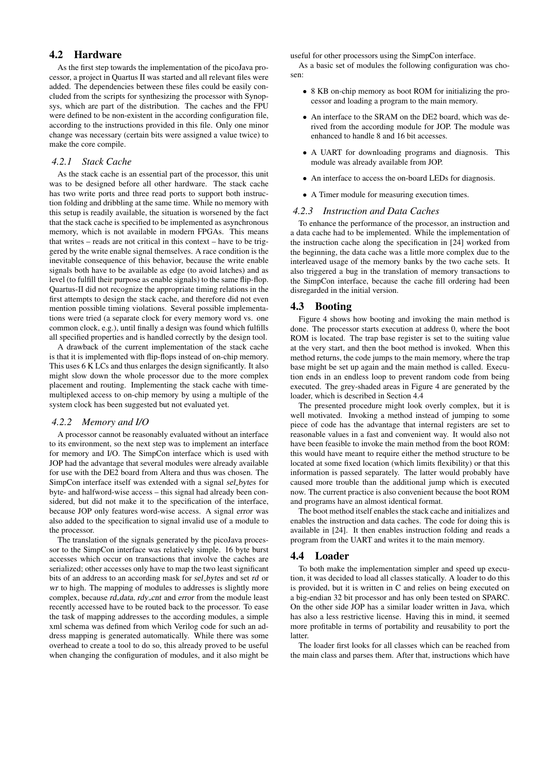## 4.2 Hardware

As the first step towards the implementation of the picoJava processor, a project in Quartus II was started and all relevant files were added. The dependencies between these files could be easily concluded from the scripts for synthesizing the processor with Synopsys, which are part of the distribution. The caches and the FPU were defined to be non-existent in the according configuration file, according to the instructions provided in this file. Only one minor change was necessary (certain bits were assigned a value twice) to make the core compile.

### 4.2.1 Stack Cache

As the stack cache is an essential part of the processor, this unit was to be designed before all other hardware. The stack cache has two write ports and three read ports to support both instruction folding and dribbling at the same time. While no memory with this setup is readily available, the situation is worsened by the fact that the stack cache is specified to be implemented as asynchronous memory, which is not available in modern FPGAs. This means that writes – reads are not critical in this context – have to be triggered by the write enable signal themselves. A race condition is the inevitable consequence of this behavior, because the write enable signals both have to be available as edge (to avoid latches) and as level (to fulfill their purpose as enable signals) to the same flip-flop. Quartus-II did not recognize the appropriate timing relations in the first attempts to design the stack cache, and therefore did not even mention possible timing violations. Several possible implementations were tried (a separate clock for every memory word vs. one common clock, e.g.), until finally a design was found which fulfills all specified properties and is handled correctly by the design tool.

A drawback of the current implementation of the stack cache is that it is implemented with flip-flops instead of on-chip memory. This uses 6 K LCs and thus enlarges the design significantly. It also might slow down the whole processor due to the more complex placement and routing. Implementing the stack cache with time-multiplexed access to on-chip memory by using a multiple of the system clock has been suggested but not evaluated yet.

### 4.2.2 Memory and I/O

A processor cannot be reasonably evaluated without an interface to its environment, so the next step was to implement an interface for memory and I/O. The SimpCon interface which is used with JOP had the advantage that several modules were already available for use with the DE2 board from Altera and thus was chosen. The SimpCon interface itself was extended with a signal *sel_bytes* for byte- and halfword-wise access – this signal had already been considered, but did not make it to the specification of the interface, because JOP only features word-wise access. A signal *error* was also added to the specification to signal invalid use of a module to the processor.

The translation of the signals generated by the picoJava processor to the SimpCon interface was relatively simple. 16 byte burst accesses which occur on transactions that involve the caches are serialized; other accesses only have to map the two least significant bits of an address to an according mask for *sel_bytes* and set *rd* or *wr* to high. The mapping of modules to addresses is slightly more complex, because *rd_data*, *rdy_cnt* and *error* from the module least recently accessed have to be routed back to the processor. To ease the task of mapping addresses to the according modules, a simple xml schema was defined from which Verilog code for such an address mapping is generated automatically. While there was some overhead to create a tool to do so, this already proved to be useful when changing the configuration of modules, and it also might be useful for other processors using the SimpCon interface.

As a basic set of modules the following configuration was chosen:

- 8 KB on-chip memory as boot ROM for initializing the processor and loading a program to the main memory.
- An interface to the SRAM on the DE2 board, which was derived from the according module for JOP. The module was enhanced to handle 8 and 16 bit accesses.
- A UART for downloading programs and diagnosis. This module was already available from JOP.
- An interface to access the on-board LEDs for diagnosis.
- A Timer module for measuring execution times.

### 4.2.3 Instruction and Data Caches

To enhance the performance of the processor, an instruction and a data cache had to be implemented. While the implementation of the instruction cache along the specification in [24] worked from the beginning, the data cache was a little more complex due to the interleaved usage of the memory banks by the two cache sets. It also triggered a bug in the translation of memory transactions to the SimpCon interface, because the cache fill ordering had been disregarded in the initial version.

## 4.3 Booting

Figure 4 shows how booting and invoking the main method is done. The processor starts execution at address 0, where the boot ROM is located. The trap base register is set to the suiting value at the very start, and then the boot method is invoked. When this method returns, the code jumps to the main memory, where the trap base might be set up again and the main method is called. Execution ends in an endless loop to prevent random code from being executed. The grey-shaded areas in Figure 4 are generated by the loader, which is described in Section 4.4

The presented procedure might look overly complex, but it is well motivated. Invoking a method instead of jumping to some piece of code has the advantage that internal registers are set to reasonable values in a fast and convenient way. It would also not have been feasible to invoke the main method from the boot ROM: this would have meant to require either the method structure to be located at some fixed location (which limits flexibility) or that this information is passed separately. The latter would probably have caused more trouble than the additional jump which is executed now. The current practice is also convenient because the boot ROM and programs have an almost identical format.

The boot method itself enables the stack cache and initializes and enables the instruction and data caches. The code for doing this is available in [24]. It then enables instruction folding and reads a program from the UART and writes it to the main memory.

## 4.4 Loader

To both make the implementation simpler and speed up execution, it was decided to load all classes statically. A loader to do this is provided, but it is written in C and relies on being executed on a big-endian 32 bit processor and has only been tested on SPARC. On the other side JOP has a similar loader written in Java, which has also a less restrictive license. Having this in mind, it seemed more profitable in terms of portability and reusability to port the latter.

The loader first looks for all classes which can be reached from the main class and parses them. After that, instructions which have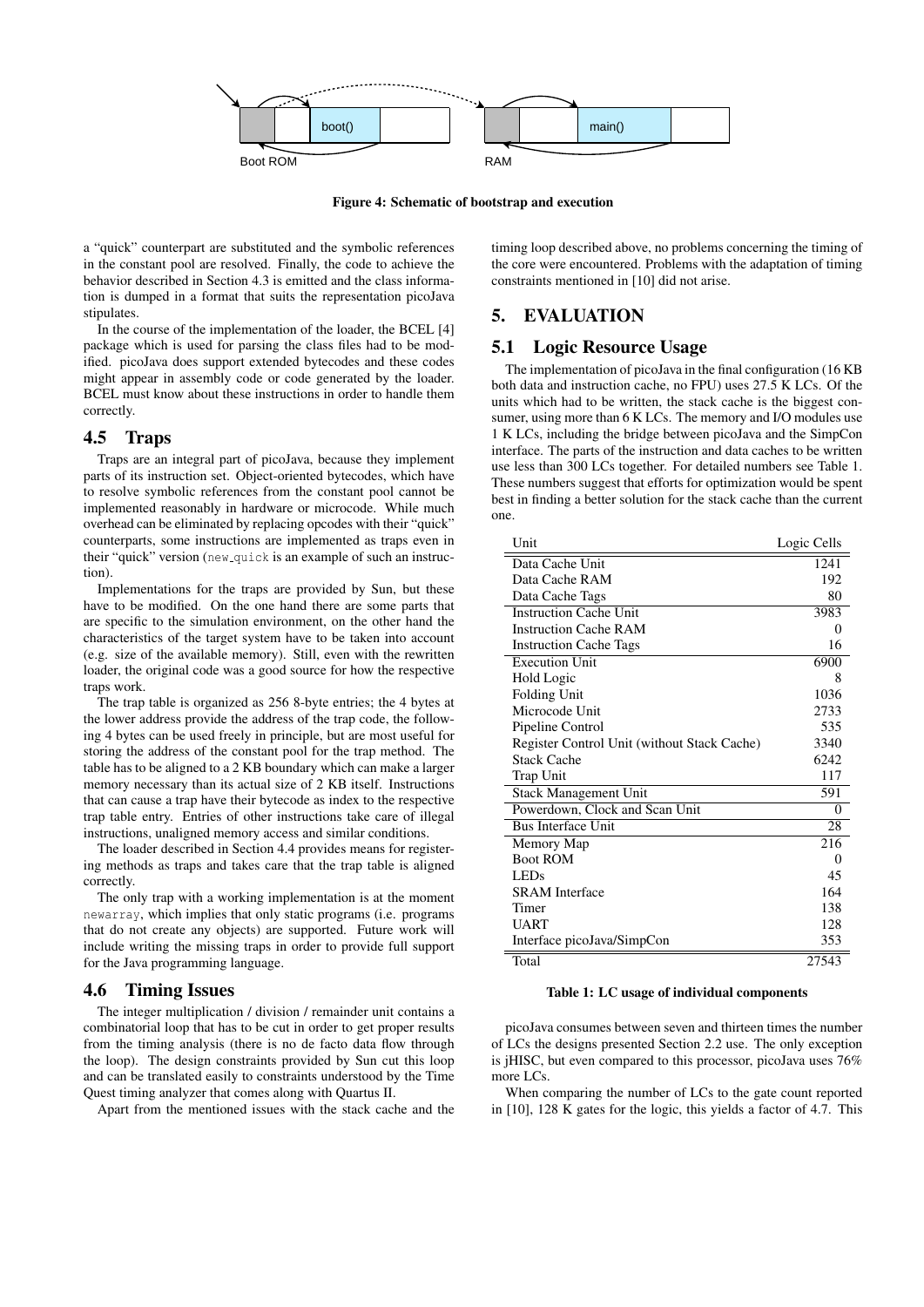Figure 4: Schematic of bootstrap and execution

a "quick" counterpart are substituted and the symbolic references in the constant pool are resolved. Finally, the code to achieve the behavior described in Section 4.3 is emitted and the class information is dumped in a format that suits the representation picoJava stipulates.

In the course of the implementation of the loader, the BCEL [4] package which is used for parsing the class files had to be modified. picoJava does support extended bytecodes and these codes might appear in assembly code or code generated by the loader. BCEL must know about these instructions in order to handle them correctly.

## 4.5 Traps

Traps are an integral part of picoJava, because they implement parts of its instruction set. Object-oriented bytecodes, which have to resolve symbolic references from the constant pool cannot be implemented reasonably in hardware or microcode. While much overhead can be eliminated by replacing opcodes with their "quick" counterparts, some instructions are implemented as traps even in their "quick" version (`new_quick` is an example of such an instruction).

Implementations for the traps are provided by Sun, but these have to be modified. On the one hand there are some parts that are specific to the simulation environment, on the other hand the characteristics of the target system have to be taken into account (e.g. size of the available memory). Still, even with the rewritten loader, the original code was a good source for how the respective traps work.

The trap table is organized as 256 8-byte entries; the 4 bytes at the lower address provide the address of the trap code, the following 4 bytes can be used freely in principle, but are most useful for storing the address of the constant pool for the trap method. The table has to be aligned to a 2 KB boundary which can make a larger memory necessary than its actual size of 2 KB itself. Instructions that can cause a trap have their bytecode as index to the respective trap table entry. Entries of other instructions take care of illegal instructions, unaligned memory access and similar conditions.

The loader described in Section 4.4 provides means for registering methods as traps and takes care that the trap table is aligned correctly.

The only trap with a working implementation is at the moment `newarray`, which implies that only static programs (i.e. programs that do not create any objects) are supported. Future work will include writing the missing traps in order to provide full support for the Java programming language.

## 4.6 Timing Issues

The integer multiplication / division / remainder unit contains a combinatorial loop that has to be cut in order to get proper results from the timing analysis (there is no de facto data flow through the loop). The design constraints provided by Sun cut this loop and can be translated easily to constraints understood by the Time Quest timing analyzer that comes along with Quartus II.

Apart from the mentioned issues with the stack cache and the timing loop described above, no problems concerning the timing of the core were encountered. Problems with the adaptation of timing constraints mentioned in [10] did not arise.

# 5. EVALUATION

## 5.1 Logic Resource Usage

The implementation of picoJava in the final configuration (16 KB both data and instruction cache, no FPU) uses 27.5 K LCs. Of the units which had to be written, the stack cache is the biggest consumer, using more than 6 K LCs. The memory and I/O modules use 1 K LCs, including the bridge between picoJava and the SimpCon interface. The parts of the instruction and data caches to be written use less than 300 LCs together. For detailed numbers see Table 1. These numbers suggest that efforts for optimization would be spent best in finding a better solution for the stack cache than the current one.

| Unit | Logic Cells |
|---|---|
| Data Cache Unit | 1241 |
| Data Cache RAM | 192 |
| Data Cache Tags | 80 |
| Instruction Cache Unit | 3983 |
| Instruction Cache RAM | 0 |
| Instruction Cache Tags | 16 |
| Execution Unit | 6900 |
| Hold Logic | 8 |
| Folding Unit | 1036 |
| Microcode Unit | 2733 |
| Pipeline Control | 535 |
| Register Control Unit (without Stack Cache) | 3340 |
| Stack Cache | 6242 |
| Trap Unit | 117 |
| Stack Management Unit | 591 |
| Powerdown, Clock and Scan Unit | 0 |
| Bus Interface Unit | 28 |
| Memory Map | 216 |
| Boot ROM | 0 |
| LEDs | 45 |
| SRAM Interface | 164 |
| Timer | 138 |
| UART | 128 |
| Interface picoJava/SimpCon | 353 |
| Total | 27543 |

Table 1: LC usage of individual components

picoJava consumes between seven and thirteen times the number of LCs the designs presented Section 2.2 use. The only exception is jHISC, but even compared to this processor, picoJava uses 76% more LCs.

When comparing the number of LCs to the gate count reported in [10], 128 K gates for the logic, this yields a factor of 4.7. This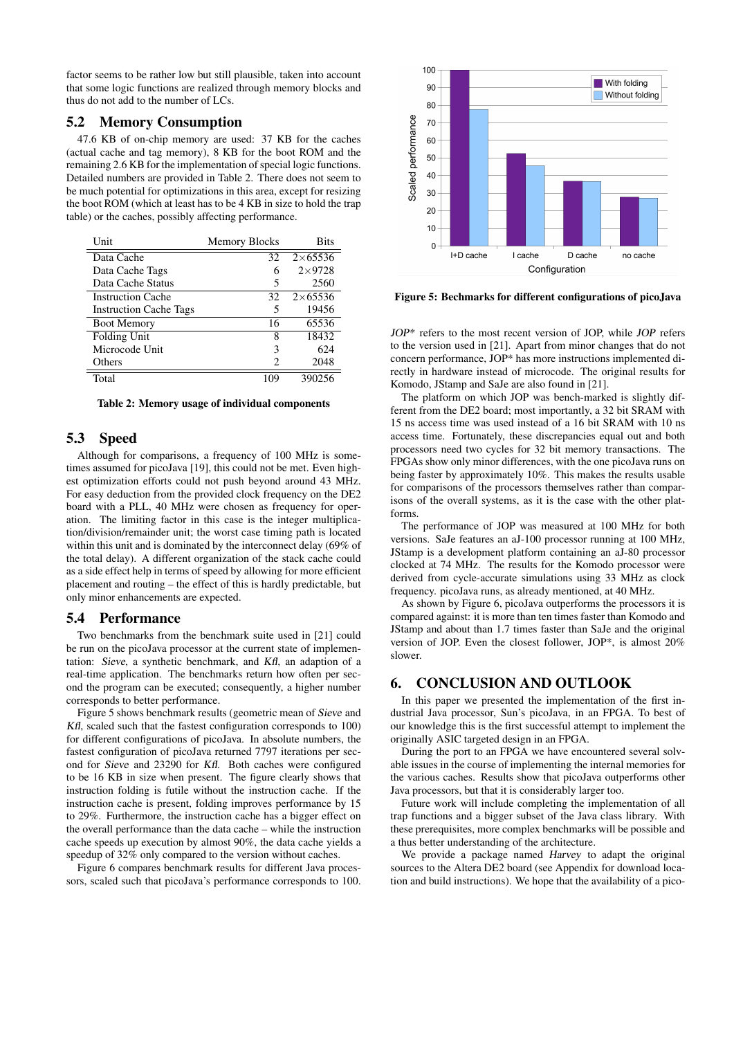factor seems to be rather low but still plausible, taken into account that some logic functions are realized through memory blocks and thus do not add to the number of LCs.

## 5.2 Memory Consumption

47.6 KB of on-chip memory are used: 37 KB for the caches (actual cache and tag memory), 8 KB for the boot ROM and the remaining 2.6 KB for the implementation of special logic functions. Detailed numbers are provided in Table 2. There does not seem to be much potential for optimizations in this area, except for resizing the boot ROM (which at least has to be 4 KB in size to hold the trap table) or the caches, possibly affecting performance.

| Unit | Memory Blocks | Bits |
|---|---|---|
| Data Cache | 32 | 2×65536 |
| Data Cache Tags | 6 | 2×9728 |
| Data Cache Status | 5 | 2560 |
| Instruction Cache | 32 | 2×65536 |
| Instruction Cache Tags | 5 | 19456 |
| Boot Memory | 16 | 65536 |
| Folding Unit | 8 | 18432 |
| Microcode Unit | 3 | 624 |
| Others | 2 | 2048 |
| Total | 109 | 390256 |

**Table 2: Memory usage of individual components**

## 5.3 Speed

Although for comparisons, a frequency of 100 MHz is sometimes assumed for picoJava [19], this could not be met. Even highest optimization efforts could not push beyond around 43 MHz. For easy deduction from the provided clock frequency on the DE2 board with a PLL, 40 MHz were chosen as frequency for operation. The limiting factor in this case is the integer multiplication/division/remainder unit; the worst case timing path is located within this unit and is dominated by the interconnect delay (69% of the total delay). A different organization of the stack cache could as a side effect help in terms of speed by allowing for more efficient placement and routing – the effect of this is hardly predictable, but only minor enhancements are expected.

## 5.4 Performance

Two benchmarks from the benchmark suite used in [21] could be run on the picoJava processor at the current state of implementation: *Sieve*, a synthetic benchmark, and *Kfl*, an adaption of a real-time application. The benchmarks return how often per second the program can be executed; consequently, a higher number corresponds to better performance.

Figure 5 shows benchmark results (geometric mean of *Sieve* and *Kfl*, scaled such that the fastest configuration corresponds to 100) for different configurations of picoJava. In absolute numbers, the fastest configuration of picoJava returned 7797 iterations per second for *Sieve* and 23290 for *Kfl*. Both caches were configured to be 16 KB in size when present. The figure clearly shows that instruction folding is futile without the instruction cache. If the instruction cache is present, folding improves performance by 15 to 29%. Furthermore, the instruction cache has a bigger effect on the overall performance than the data cache – while the instruction cache speeds up execution by almost 90%, the data cache yields a speedup of 32% only compared to the version without caches.

Figure 6 compares benchmark results for different Java processors, scaled such that picoJava's performance corresponds to 100.

| Configuration | With folding | Without folding |
|---|---|---|
| I+D cache | 100 | 78 |
| I cache | 53 | 46 |
| D cache | 37 | 37 |
| no cache | 28 | 27 |

**Figure 5: Bechmarks for different configurations of picoJava**

*JOP\** refers to the most recent version of JOP, while *JOP* refers to the version used in [21]. Apart from minor changes that do not concern performance, JOP\* has more instructions implemented directly in hardware instead of microcode. The original results for Komodo, JStamp and SaJe are also found in [21].

The platform on which JOP was bench-marked is slightly different from the DE2 board; most importantly, a 32 bit SRAM with 15 ns access time was used instead of a 16 bit SRAM with 10 ns access time. Fortunately, these discrepancies equal out and both processors need two cycles for 32 bit memory transactions. The FPGAs show only minor differences, with the one picoJava runs on being faster by approximately 10%. This makes the results usable for comparisons of the processors themselves rather than comparisons of the overall systems, as it is the case with the other platforms.

The performance of JOP was measured at 100 MHz for both versions. SaJe features an aJ-100 processor running at 100 MHz, JStamp is a development platform containing an aJ-80 processor clocked at 74 MHz. The results for the Komodo processor were derived from cycle-accurate simulations using 33 MHz as clock frequency. picoJava runs, as already mentioned, at 40 MHz.

As shown by Figure 6, picoJava outperforms the processors it is compared against: it is more than ten times faster than Komodo and JStamp and about than 1.7 times faster than SaJe and the original version of JOP. Even the closest follower, JOP\*, is almost 20% slower.

# 6. CONCLUSION AND OUTLOOK

In this paper we presented the implementation of the first industrial Java processor, Sun's picoJava, in an FPGA. To best of our knowledge this is the first successful attempt to implement the originally ASIC targeted design in an FPGA.

During the port to an FPGA we have encountered several solvable issues in the course of implementing the internal memories for the various caches. Results show that picoJava outperforms other Java processors, but that it is considerably larger too.

Future work will include completing the implementation of all trap functions and a bigger subset of the Java class library. With these prerequisites, more complex benchmarks will be possible and a thus better understanding of the architecture.

We provide a package named *Harvey* to adapt the original sources to the Altera DE2 board (see Appendix for download location and build instructions). We hope that the availability of a pico-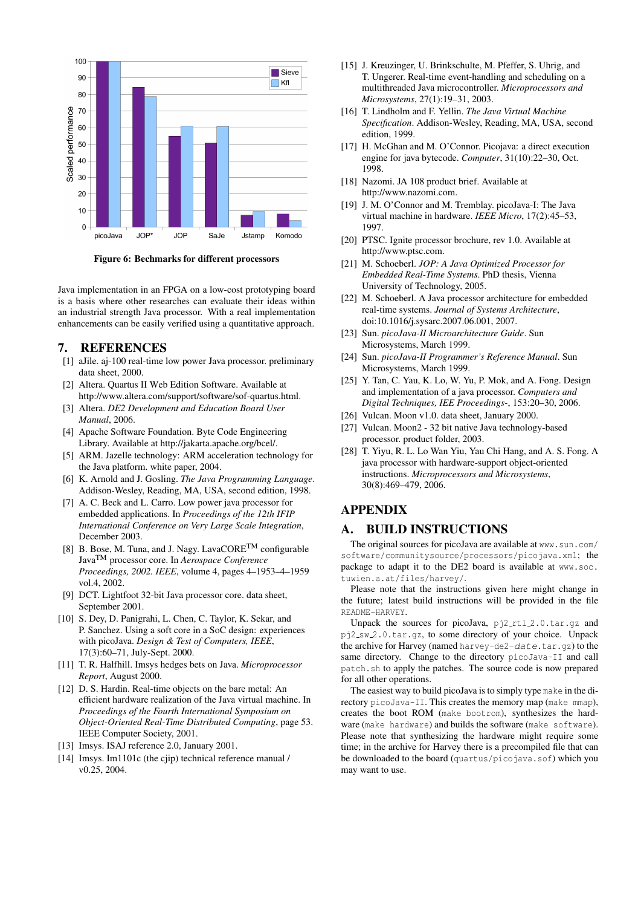Figure 6: Bechmarks for different processors

Java implementation in an FPGA on a low-cost prototyping board is a basis where other researches can evaluate their ideas within an industrial strength Java processor. With a real implementation enhancements can be easily verified using a quantitative approach.

## 7. REFERENCES

[1] aJile. aj-100 real-time low power Java processor. preliminary data sheet, 2000.

[2] Altera. Quartus II Web Edition Software. Available at http://www.altera.com/support/software/sof-quartus.html.

[3] Altera. *DE2 Development and Education Board User Manual*, 2006.

[4] Apache Software Foundation. Byte Code Engineering Library. Available at http://jakarta.apache.org/bcel/.

[5] ARM. Jazelle technology: ARM acceleration technology for the Java platform. white paper, 2004.

[6] K. Arnold and J. Gosling. *The Java Programming Language*. Addison-Wesley, Reading, MA, USA, second edition, 1998.

[7] A. C. Beck and L. Carro. Low power java processor for embedded applications. In *Proceedings of the 12th IFIP International Conference on Very Large Scale Integration*, December 2003.

[8] B. Bose, M. Tuna, and J. Nagy. LavaCORE™ configurable Java™ processor core. In *Aerospace Conference Proceedings, 2002. IEEE*, volume 4, pages 4–1953–4–1959 vol.4, 2002.

[9] DCT. Lightfoot 32-bit Java processor core. data sheet, September 2001.

[10] S. Dey, D. Panigrahi, L. Chen, C. Taylor, K. Sekar, and P. Sanchez. Using a soft core in a SoC design: experiences with picoJava. *Design & Test of Computers, IEEE*, 17(3):60–71, July-Sept. 2000.

[11] T. R. Halfhill. Imsys hedges bets on Java. *Microprocessor Report*, August 2000.

[12] D. S. Hardin. Real-time objects on the bare metal: An efficient hardware realization of the Java virtual machine. In *Proceedings of the Fourth International Symposium on Object-Oriented Real-Time Distributed Computing*, page 53. IEEE Computer Society, 2001.

[13] Imsys. ISAJ reference 2.0, January 2001.

[14] Imsys. Im1101c (the cjip) technical reference manual / v0.25, 2004.

[15] J. Kreuzinger, U. Brinkschulte, M. Pfeffer, S. Uhrig, and T. Ungerer. Real-time event-handling and scheduling on a multithreaded Java microcontroller. *Microprocessors and Microsystems*, 27(1):19–31, 2003.

[16] T. Lindholm and F. Yellin. *The Java Virtual Machine Specification*. Addison-Wesley, Reading, MA, USA, second edition, 1999.

[17] H. McGhan and M. O'Connor. Picojava: a direct execution engine for java bytecode. *Computer*, 31(10):22–30, Oct. 1998.

[18] Nazomi. JA 108 product brief. Available at http://www.nazomi.com.

[19] J. M. O'Connor and M. Tremblay. picoJava-I: The Java virtual machine in hardware. *IEEE Micro*, 17(2):45–53, 1997.

[20] PTSC. Ignite processor brochure, rev 1.0. Available at http://www.ptsc.com.

[21] M. Schoeberl. *JOP: A Java Optimized Processor for Embedded Real-Time Systems*. PhD thesis, Vienna University of Technology, 2005.

[22] M. Schoeberl. A Java processor architecture for embedded real-time systems. *Journal of Systems Architecture*, doi:10.1016/j.sysarc.2007.06.001, 2007.

[23] Sun. *picoJava-II Microarchitecture Guide*. Sun Microsystems, March 1999.

[24] Sun. *picoJava-II Programmer's Reference Manual*. Sun Microsystems, March 1999.

[25] Y. Tan, C. Yau, K. Lo, W. Yu, P. Mok, and A. Fong. Design and implementation of a java processor. *Computers and Digital Techniques, IEE Proceedings-*, 153:20–30, 2006.

[26] Vulcan. Moon v1.0. data sheet, January 2000.

[27] Vulcan. Moon2 - 32 bit native Java technology-based processor. product folder, 2003.

[28] T. Yiyu, R. L. Lo Wan Yiu, Yau Chi Hang, and A. S. Fong. A java processor with hardware-support object-oriented instructions. *Microprocessors and Microsystems*, 30(8):469–479, 2006.

# APPENDIX

## A. BUILD INSTRUCTIONS

The original sources for picoJava are available at `www.sun.com/software/communitysource/processors/picojava.xml`; the package to adapt it to the DE2 board is available at `www.soc.tuwien.a.at/files/harvey/`.

Please note that the instructions given here might change in the future; latest build instructions will be provided in the file `README-HARVEY`.

Unpack the sources for picoJava, `pj2_rtl_2.0.tar.gz` and `pj2_sw_2.0.tar.gz`, to some directory of your choice. Unpack the archive for Harvey (named `harvey-de2-`*`date`*`.tar.gz`) to the same directory. Change to the directory `picoJava-II` and call `patch.sh` to apply the patches. The source code is now prepared for all other operations.

The easiest way to build picoJava is to simply type `make` in the directory `picoJava-II`. This creates the memory map (`make mmap`), creates the boot ROM (`make bootrom`), synthesizes the hardware (`make hardware`) and builds the software (`make software`). Please note that synthesizing the hardware might require some time; in the archive for Harvey there is a precompiled file that can be downloaded to the board (`quartus/picojava.sof`) which you may want to use.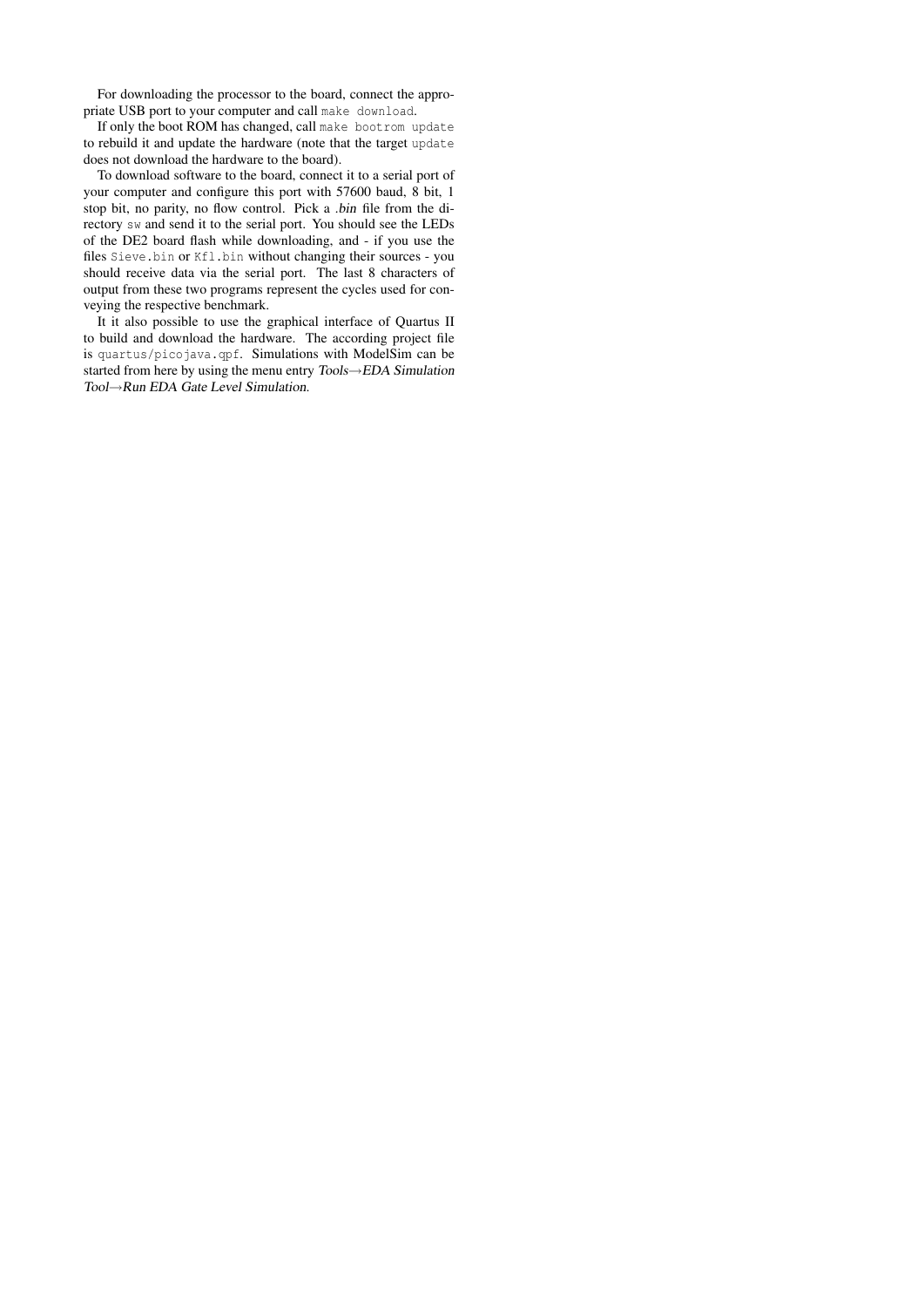For downloading the processor to the board, connect the appropriate USB port to your computer and call `make download`.

If only the boot ROM has changed, call `make bootrom update` to rebuild it and update the hardware (note that the target `update` does not download the hardware to the board).

To download software to the board, connect it to a serial port of your computer and configure this port with 57600 baud, 8 bit, 1 stop bit, no parity, no flow control. Pick a *.bin* file from the directory `sw` and send it to the serial port. You should see the LEDs of the DE2 board flash while downloading, and - if you use the files `Sieve.bin` or `Kfl.bin` without changing their sources - you should receive data via the serial port. The last 8 characters of output from these two programs represent the cycles used for conveying the respective benchmark.

It it also possible to use the graphical interface of Quartus II to build and download the hardware. The according project file is `quartus/picojava.qpf`. Simulations with ModelSim can be started from here by using the menu entry *Tools→EDA Simulation Tool→Run EDA Gate Level Simulation*.